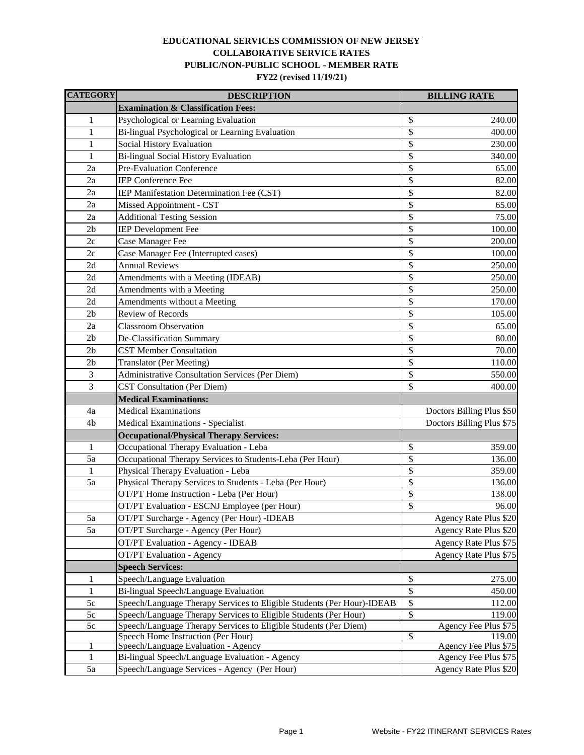**EDUCATIONAL SERVICES COMMISSION OF NEW JERSEY**
**COLLABORATIVE SERVICE RATES**
**PUBLIC/NON-PUBLIC SCHOOL - MEMBER RATE**
**FY22 (revised 11/19/21)**

| CATEGORY | DESCRIPTION | BILLING RATE |
|---|---|---|
| | **Examination & Classification Fees:** | |
| 1 | Psychological or Learning Evaluation | $ 240.00 |
| 1 | Bi-lingual Psychological or Learning Evaluation | $ 400.00 |
| 1 | Social History Evaluation | $ 230.00 |
| 1 | Bi-lingual Social History Evaluation | $ 340.00 |
| 2a | Pre-Evaluation Conference | $ 65.00 |
| 2a | IEP Conference Fee | $ 82.00 |
| 2a | IEP Manifestation Determination Fee (CST) | $ 82.00 |
| 2a | Missed Appointment - CST | $ 65.00 |
| 2a | Additional Testing Session | $ 75.00 |
| 2b | IEP Development Fee | $ 100.00 |
| 2c | Case Manager Fee | $ 200.00 |
| 2c | Case Manager Fee (Interrupted cases) | $ 100.00 |
| 2d | Annual Reviews | $ 250.00 |
| 2d | Amendments with a Meeting (IDEAB) | $ 250.00 |
| 2d | Amendments with a Meeting | $ 250.00 |
| 2d | Amendments without a Meeting | $ 170.00 |
| 2b | Review of Records | $ 105.00 |
| 2a | Classroom Observation | $ 65.00 |
| 2b | De-Classification Summary | $ 80.00 |
| 2b | CST Member Consultation | $ 70.00 |
| 2b | Translator (Per Meeting) | $ 110.00 |
| 3 | Administrative Consultation Services (Per Diem) | $ 550.00 |
| 3 | CST Consultation (Per Diem) | $ 400.00 |
| | **Medical Examinations:** | |
| 4a | Medical Examinations | Doctors Billing Plus $50 |
| 4b | Medical Examinations - Specialist | Doctors Billing Plus $75 |
| | **Occupational/Physical Therapy Services:** | |
| 1 | Occupational Therapy Evaluation - Leba | $ 359.00 |
| 5a | Occupational Therapy Services to Students-Leba (Per Hour) | $ 136.00 |
| 1 | Physical Therapy Evaluation - Leba | $ 359.00 |
| 5a | Physical Therapy Services to Students - Leba (Per Hour) | $ 136.00 |
| | OT/PT Home Instruction - Leba (Per Hour) | $ 138.00 |
| | OT/PT Evaluation - ESCNJ Employee (per Hour) | $ 96.00 |
| 5a | OT/PT Surcharge - Agency (Per Hour) -IDEAB | Agency Rate Plus $20 |
| 5a | OT/PT Surcharge - Agency (Per Hour) | Agency Rate Plus $20 |
| | OT/PT Evaluation - Agency - IDEAB | Agency Rate Plus $75 |
| | OT/PT Evaluation - Agency | Agency Rate Plus $75 |
| | **Speech Services:** | |
| 1 | Speech/Language Evaluation | $ 275.00 |
| 1 | Bi-lingual Speech/Language Evaluation | $ 450.00 |
| 5c | Speech/Language Therapy Services to Eligible Students (Per Hour)-IDEAB | $ 112.00 |
| 5c | Speech/Language Therapy Services to Eligible Students (Per Hour) | $ 119.00 |
| 5c | Speech/Language Therapy Services to Eligible Students (Per Diem) | Agency Fee Plus $75 |
| | Speech Home Instruction (Per Hour) | $ 119.00 |
| 1 | Speech/Language Evaluation - Agency | Agency Fee Plus $75 |
| 1 | Bi-lingual Speech/Language Evaluation - Agency | Agency Fee Plus $75 |
| 5a | Speech/Language Services - Agency (Per Hour) | Agency Rate Plus $20 |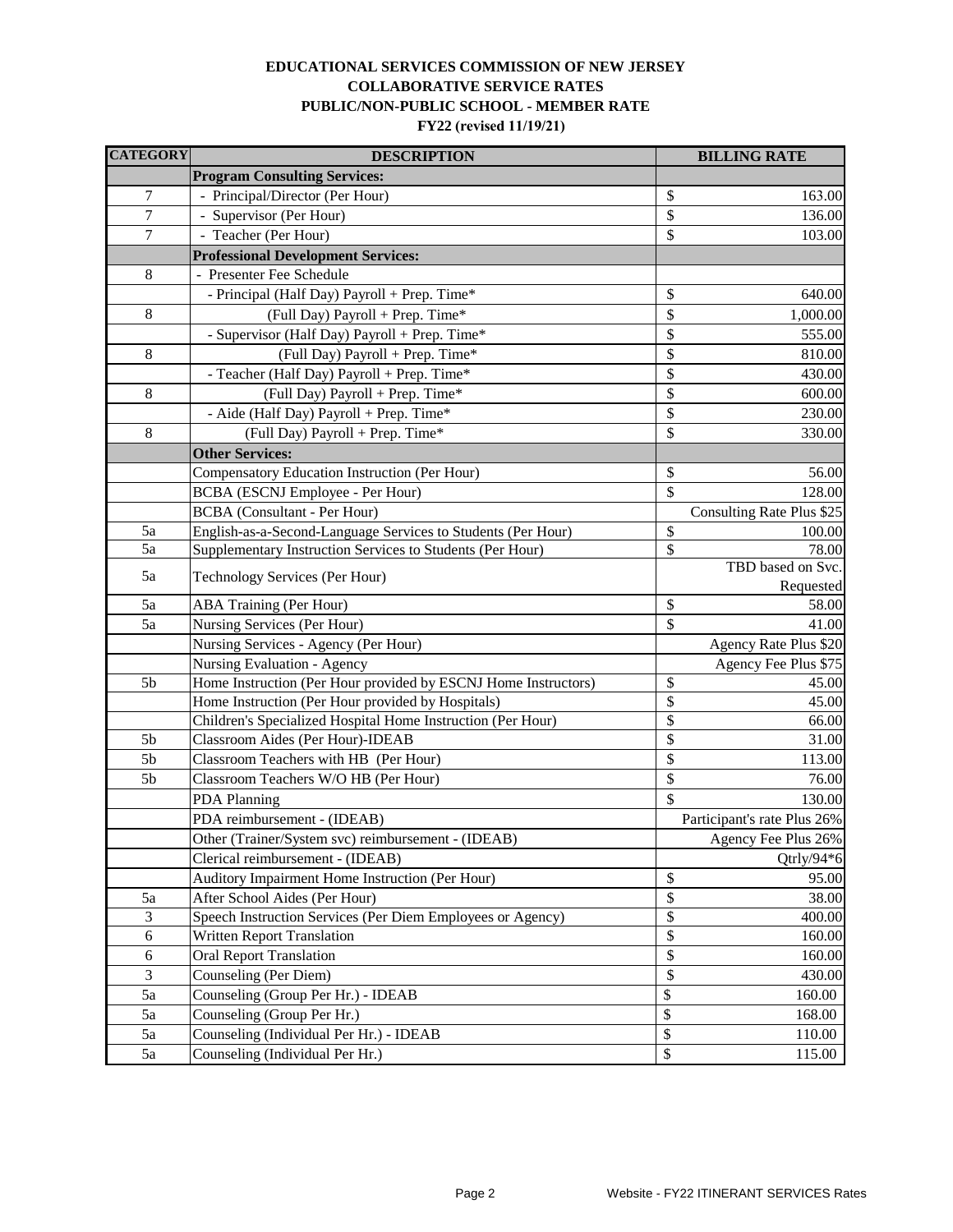**EDUCATIONAL SERVICES COMMISSION OF NEW JERSEY**
**COLLABORATIVE SERVICE RATES**
**PUBLIC/NON-PUBLIC SCHOOL - MEMBER RATE**
**FY22 (revised 11/19/21)**

| CATEGORY | DESCRIPTION | BILLING RATE |
|---|---|---|
| | **Program Consulting Services:** | |
| 7 | - Principal/Director (Per Hour) | $ 163.00 |
| 7 | - Supervisor (Per Hour) | $ 136.00 |
| 7 | - Teacher (Per Hour) | $ 103.00 |
| | **Professional Development Services:** | |
| 8 | - Presenter Fee Schedule | |
| | - Principal (Half Day) Payroll + Prep. Time* | $ 640.00 |
| 8 | (Full Day) Payroll + Prep. Time* | $ 1,000.00 |
| | - Supervisor (Half Day) Payroll + Prep. Time* | $ 555.00 |
| 8 | (Full Day) Payroll + Prep. Time* | $ 810.00 |
| | - Teacher (Half Day) Payroll + Prep. Time* | $ 430.00 |
| 8 | (Full Day) Payroll + Prep. Time* | $ 600.00 |
| | - Aide (Half Day) Payroll + Prep. Time* | $ 230.00 |
| 8 | (Full Day) Payroll + Prep. Time* | $ 330.00 |
| | **Other Services:** | |
| | Compensatory Education Instruction (Per Hour) | $ 56.00 |
| | BCBA (ESCNJ Employee - Per Hour) | $ 128.00 |
| | BCBA (Consultant - Per Hour) | Consulting Rate Plus $25 |
| 5a | English-as-a-Second-Language Services to Students (Per Hour) | $ 100.00 |
| 5a | Supplementary Instruction Services to Students (Per Hour) | $ 78.00 |
| 5a | Technology Services (Per Hour) | TBD based on Svc. Requested |
| 5a | ABA Training (Per Hour) | $ 58.00 |
| 5a | Nursing Services (Per Hour) | $ 41.00 |
| | Nursing Services - Agency (Per Hour) | Agency Rate Plus $20 |
| | Nursing Evaluation - Agency | Agency Fee Plus $75 |
| 5b | Home Instruction (Per Hour provided by ESCNJ Home Instructors) | $ 45.00 |
| | Home Instruction (Per Hour provided by Hospitals) | $ 45.00 |
| | Children's Specialized Hospital Home Instruction (Per Hour) | $ 66.00 |
| 5b | Classroom Aides (Per Hour)-IDEAB | $ 31.00 |
| 5b | Classroom Teachers with HB (Per Hour) | $ 113.00 |
| 5b | Classroom Teachers W/O HB (Per Hour) | $ 76.00 |
| | PDA Planning | $ 130.00 |
| | PDA reimbursement - (IDEAB) | Participant's rate Plus 26% |
| | Other (Trainer/System svc) reimbursement - (IDEAB) | Agency Fee Plus 26% |
| | Clerical reimbursement - (IDEAB) | Qtrly/94*6 |
| | Auditory Impairment Home Instruction (Per Hour) | $ 95.00 |
| 5a | After School Aides (Per Hour) | $ 38.00 |
| 3 | Speech Instruction Services (Per Diem Employees or Agency) | $ 400.00 |
| 6 | Written Report Translation | $ 160.00 |
| 6 | Oral Report Translation | $ 160.00 |
| 3 | Counseling (Per Diem) | $ 430.00 |
| 5a | Counseling (Group Per Hr.) - IDEAB | $ 160.00 |
| 5a | Counseling (Group Per Hr.) | $ 168.00 |
| 5a | Counseling (Individual Per Hr.) - IDEAB | $ 110.00 |
| 5a | Counseling (Individual Per Hr.) | $ 115.00 |